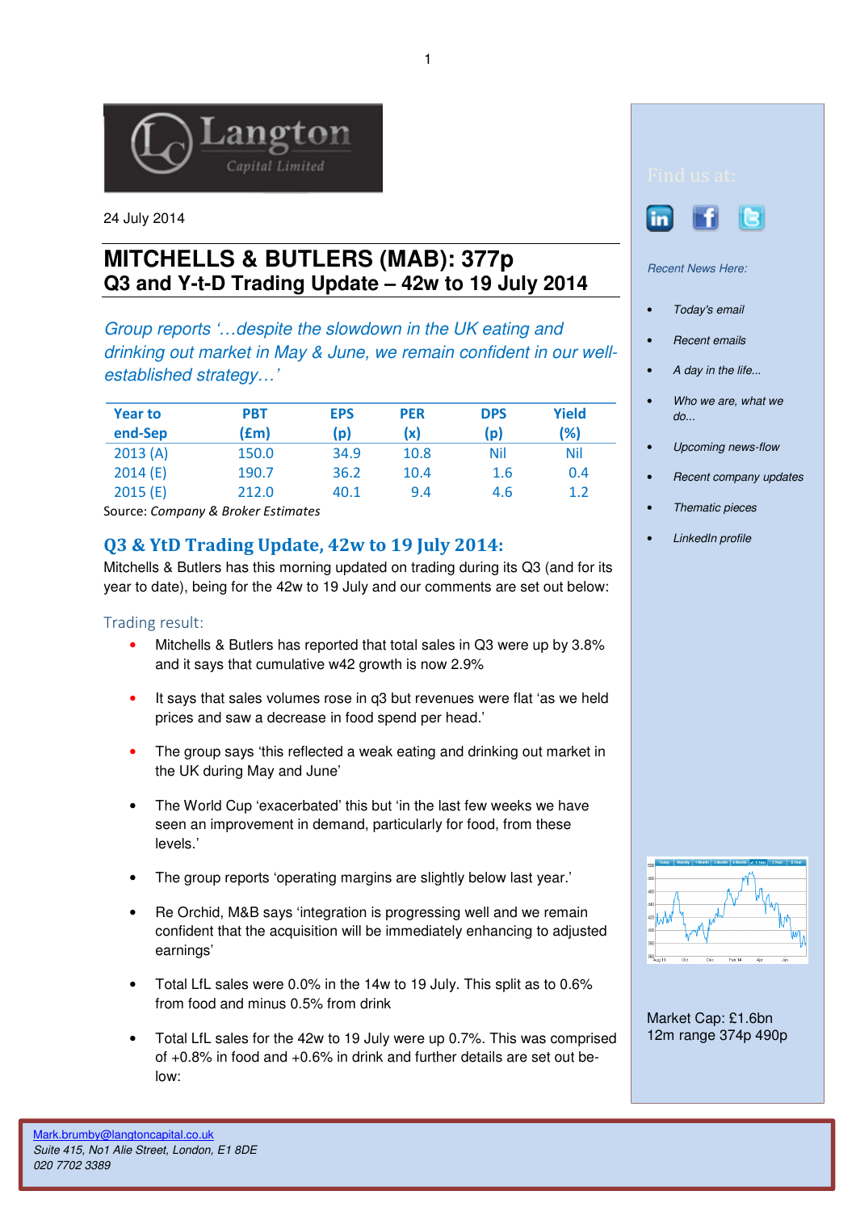Langton Capital Limited

24 July 2014

# MITCHELLS & BUTLERS (MAB): 377p

## Q3 and Y-t-D Trading Update – 42w to 19 July 2014

*Group reports '…despite the slowdown in the UK eating and drinking out market in May & June, we remain confident in our well-established strategy…'*

| Year to end-Sep | PBT (£m) | EPS (p) | PER (x) | DPS (p) | Yield (%) |
|---|---|---|---|---|---|
| 2013 (A) | 150.0 | 34.9 | 10.8 | Nil | Nil |
| 2014 (E) | 190.7 | 36.2 | 10.4 | 1.6 | 0.4 |
| 2015 (E) | 212.0 | 40.1 | 9.4 | 4.6 | 1.2 |

Source: *Company & Broker Estimates*

## Q3 & YtD Trading Update, 42w to 19 July 2014:

Mitchells & Butlers has this morning updated on trading during its Q3 (and for its year to date), being for the 42w to 19 July and our comments are set out below:

### Trading result:

- Mitchells & Butlers has reported that total sales in Q3 were up by 3.8% and it says that cumulative w42 growth is now 2.9%
- It says that sales volumes rose in q3 but revenues were flat 'as we held prices and saw a decrease in food spend per head.'
- The group says 'this reflected a weak eating and drinking out market in the UK during May and June'
- The World Cup 'exacerbated' this but 'in the last few weeks we have seen an improvement in demand, particularly for food, from these levels.'
- The group reports 'operating margins are slightly below last year.'
- Re Orchid, M&B says 'integration is progressing well and we remain confident that the acquisition will be immediately enhancing to adjusted earnings'
- Total LfL sales were 0.0% in the 14w to 19 July. This split as to 0.6% from food and minus 0.5% from drink
- Total LfL sales for the 42w to 19 July were up 0.7%. This was comprised of +0.8% in food and +0.6% in drink and further details are set out below:

Find us at:

*Recent News Here:*

- *Today's email*
- *Recent emails*
- *A day in the life...*
- *Who we are, what we do...*
- *Upcoming news-flow*
- *Recent company updates*
- *Thematic pieces*
- *LinkedIn profile*

Market Cap: £1.6bn
12m range 374p 490p

Mark.brumby@langtoncapital.co.uk
*Suite 415, No1 Alie Street, London, E1 8DE*
*020 7702 3389*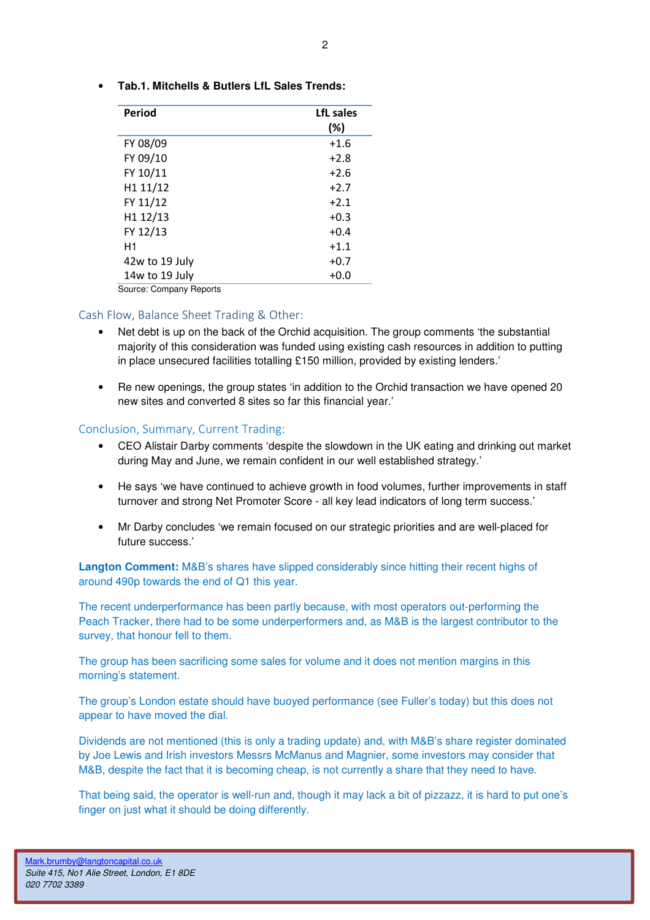- **Tab.1. Mitchells & Butlers LfL Sales Trends:**

| Period | LfL sales (%) |
|---|---|
| FY 08/09 | +1.6 |
| FY 09/10 | +2.8 |
| FY 10/11 | +2.6 |
| H1 11/12 | +2.7 |
| FY 11/12 | +2.1 |
| H1 12/13 | +0.3 |
| FY 12/13 | +0.4 |
| H1 | +1.1 |
| 42w to 19 July | +0.7 |
| 14w to 19 July | +0.0 |

Source: Company Reports

## Cash Flow, Balance Sheet Trading & Other:

- Net debt is up on the back of the Orchid acquisition. The group comments 'the substantial majority of this consideration was funded using existing cash resources in addition to putting in place unsecured facilities totalling £150 million, provided by existing lenders.'

- Re new openings, the group states 'in addition to the Orchid transaction we have opened 20 new sites and converted 8 sites so far this financial year.'

## Conclusion, Summary, Current Trading:

- CEO Alistair Darby comments 'despite the slowdown in the UK eating and drinking out market during May and June, we remain confident in our well established strategy.'

- He says 'we have continued to achieve growth in food volumes, further improvements in staff turnover and strong Net Promoter Score - all key lead indicators of long term success.'

- Mr Darby concludes 'we remain focused on our strategic priorities and are well-placed for future success.'

**Langton Comment:** M&B's shares have slipped considerably since hitting their recent highs of around 490p towards the end of Q1 this year.

The recent underperformance has been partly because, with most operators out-performing the Peach Tracker, there had to be some underperformers and, as M&B is the largest contributor to the survey, that honour fell to them.

The group has been sacrificing some sales for volume and it does not mention margins in this morning's statement.

The group's London estate should have buoyed performance (see Fuller's today) but this does not appear to have moved the dial.

Dividends are not mentioned (this is only a trading update) and, with M&B's share register dominated by Joe Lewis and Irish investors Messrs McManus and Magnier, some investors may consider that M&B, despite the fact that it is becoming cheap, is not currently a share that they need to have.

That being said, the operator is well-run and, though it may lack a bit of pizzazz, it is hard to put one's finger on just what it should be doing differently.

Mark.brumby@langtoncapital.co.uk
*Suite 415, No1 Alie Street, London, E1 8DE*
*020 7702 3389*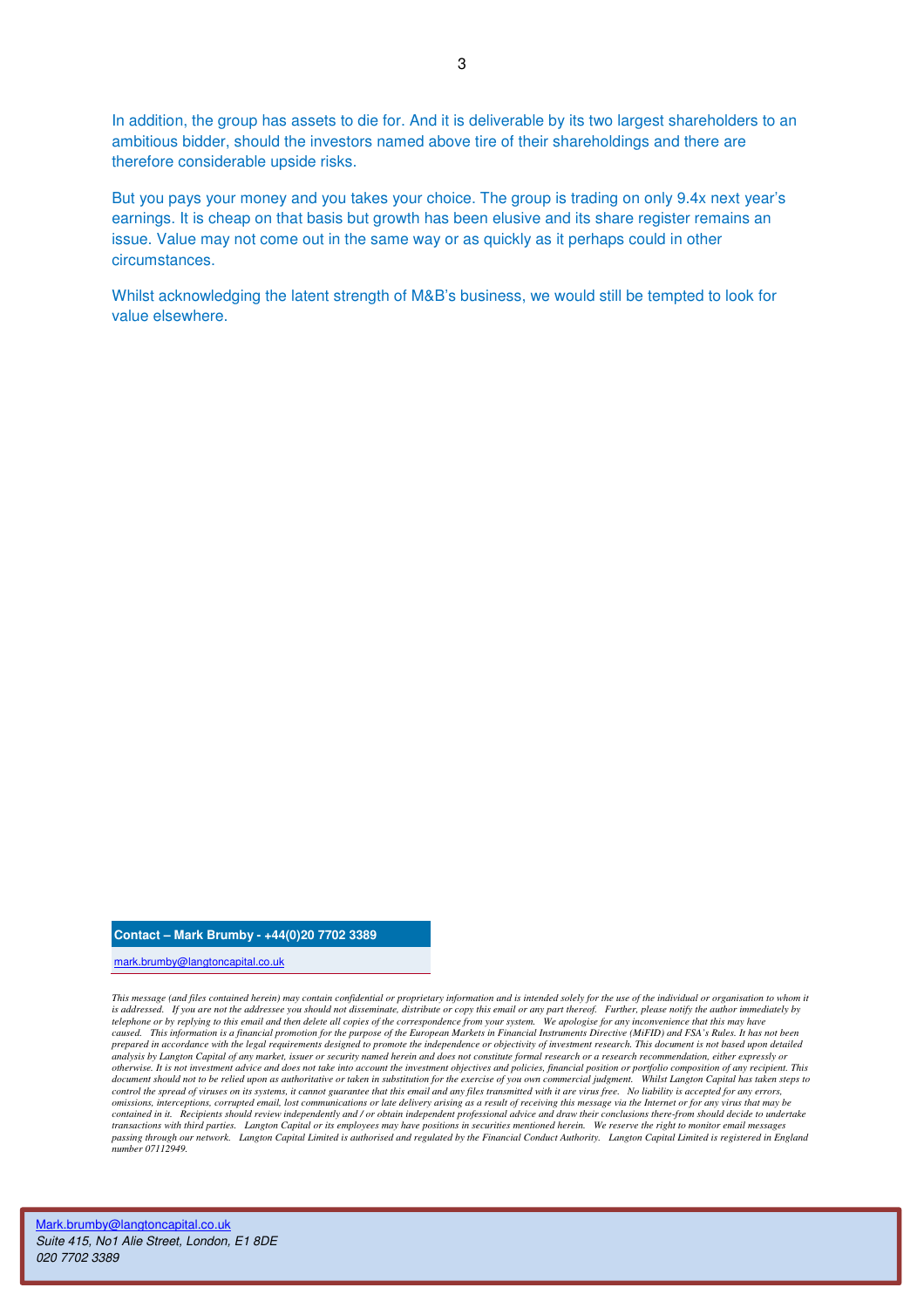In addition, the group has assets to die for. And it is deliverable by its two largest shareholders to an ambitious bidder, should the investors named above tire of their shareholdings and there are therefore considerable upside risks.

But you pays your money and you takes your choice. The group is trading on only 9.4x next year's earnings. It is cheap on that basis but growth has been elusive and its share register remains an issue. Value may not come out in the same way or as quickly as it perhaps could in other circumstances.

Whilst acknowledging the latent strength of M&B's business, we would still be tempted to look for value elsewhere.

**Contact – Mark Brumby - +44(0)20 7702 3389**

mark.brumby@langtoncapital.co.uk

*This message (and files contained herein) may contain confidential or proprietary information and is intended solely for the use of the individual or organisation to whom it is addressed. If you are not the addressee you should not disseminate, distribute or copy this email or any part thereof. Further, please notify the author immediately by telephone or by replying to this email and then delete all copies of the correspondence from your system. We apologise for any inconvenience that this may have caused. This information is a financial promotion for the purpose of the European Markets in Financial Instruments Directive (MiFID) and FSA's Rules. It has not been prepared in accordance with the legal requirements designed to promote the independence or objectivity of investment research. This document is not based upon detailed analysis by Langton Capital of any market, issuer or security named herein and does not constitute formal research or a research recommendation, either expressly or otherwise. It is not investment advice and does not take into account the investment objectives and policies, financial position or portfolio composition of any recipient. This document should not to be relied upon as authoritative or taken in substitution for the exercise of you own commercial judgment. Whilst Langton Capital has taken steps to control the spread of viruses on its systems, it cannot guarantee that this email and any files transmitted with it are virus free. No liability is accepted for any errors, omissions, interceptions, corrupted email, lost communications or late delivery arising as a result of receiving this message via the Internet or for any virus that may be contained in it. Recipients should review independently and / or obtain independent professional advice and draw their conclusions there-from should decide to undertake transactions with third parties. Langton Capital or its employees may have positions in securities mentioned herein. We reserve the right to monitor email messages passing through our network. Langton Capital Limited is authorised and regulated by the Financial Conduct Authority. Langton Capital Limited is registered in England number 07112949.*

Mark.brumby@langtoncapital.co.uk
*Suite 415, No1 Alie Street, London, E1 8DE*
*020 7702 3389*